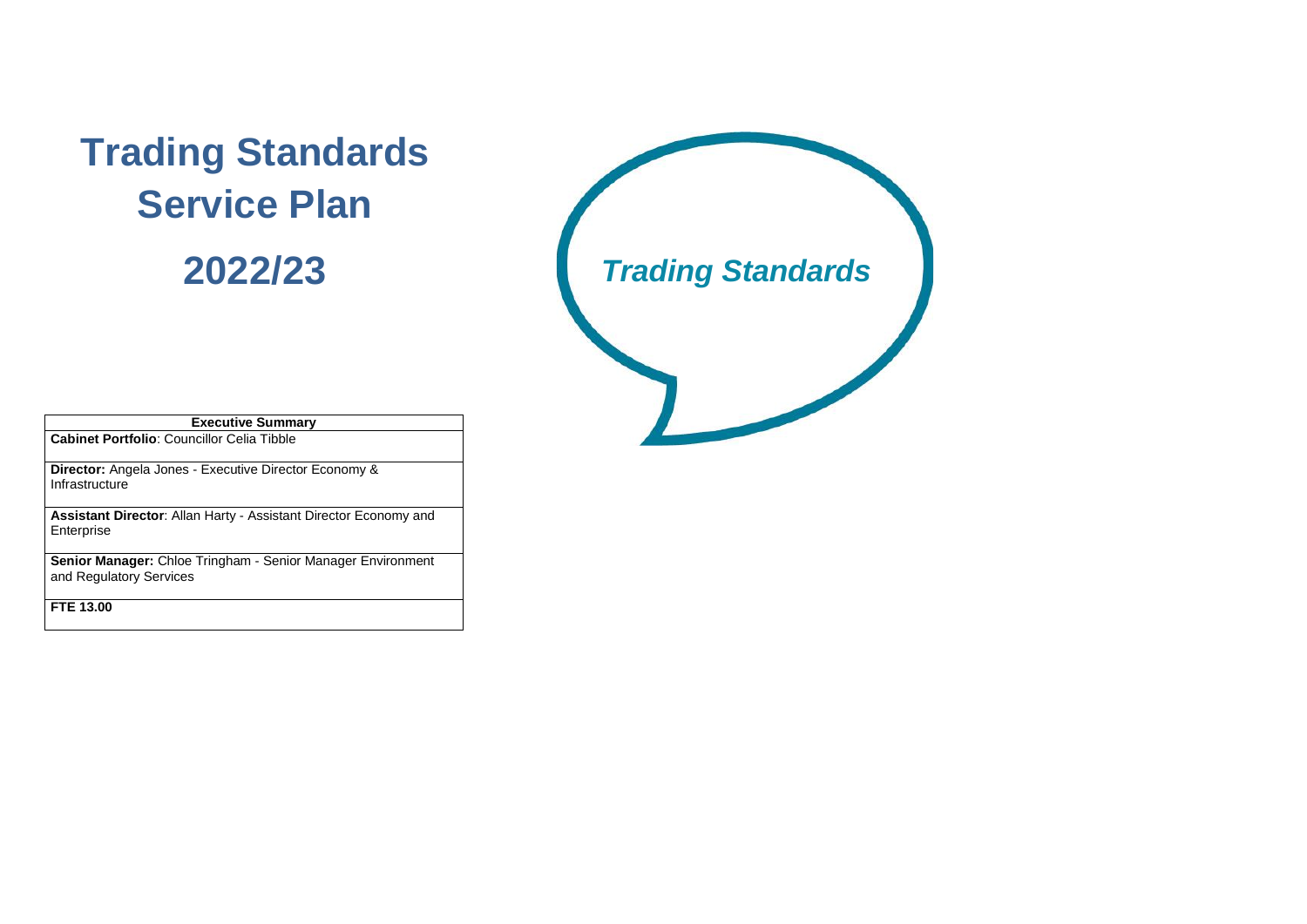# Trading Standards Service Plan

# 2022/23

*Trading Standards*

| Executive Summary |
|---|
| **Cabinet Portfolio**: Councillor Celia Tibble |
| **Director:** Angela Jones - Executive Director Economy & Infrastructure |
| **Assistant Director**: Allan Harty - Assistant Director Economy and Enterprise |
| **Senior Manager:** Chloe Tringham - Senior Manager Environment and Regulatory Services |
| **FTE 13.00** |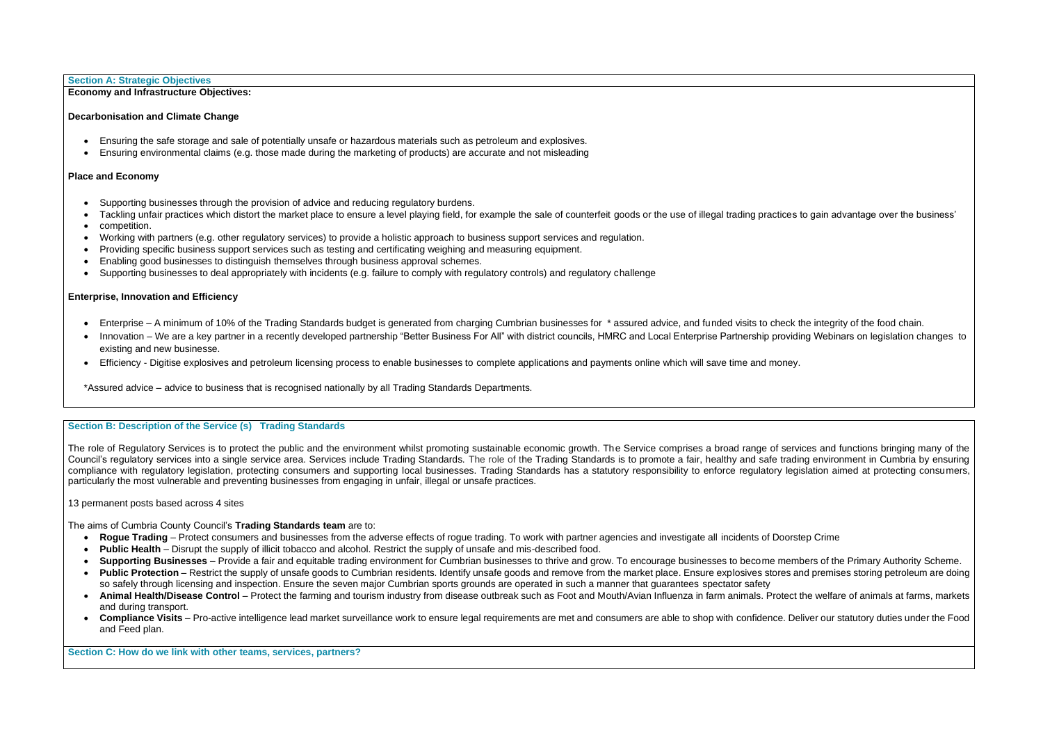## Section A: Strategic Objectives

**Economy and Infrastructure Objectives:**

**Decarbonisation and Climate Change**

- Ensuring the safe storage and sale of potentially unsafe or hazardous materials such as petroleum and explosives.
- Ensuring environmental claims (e.g. those made during the marketing of products) are accurate and not misleading

**Place and Economy**

- Supporting businesses through the provision of advice and reducing regulatory burdens.
- Tackling unfair practices which distort the market place to ensure a level playing field, for example the sale of counterfeit goods or the use of illegal trading practices to gain advantage over the business'
- competition.
- Working with partners (e.g. other regulatory services) to provide a holistic approach to business support services and regulation.
- Providing specific business support services such as testing and certificating weighing and measuring equipment.
- Enabling good businesses to distinguish themselves through business approval schemes.
- Supporting businesses to deal appropriately with incidents (e.g. failure to comply with regulatory controls) and regulatory challenge

**Enterprise, Innovation and Efficiency**

- Enterprise – A minimum of 10% of the Trading Standards budget is generated from charging Cumbrian businesses for * assured advice, and funded visits to check the integrity of the food chain.
- Innovation – We are a key partner in a recently developed partnership "Better Business For All" with district councils, HMRC and Local Enterprise Partnership providing Webinars on legislation changes to existing and new businesse.
- Efficiency - Digitise explosives and petroleum licensing process to enable businesses to complete applications and payments online which will save time and money.

*Assured advice – advice to business that is recognised nationally by all Trading Standards Departments.

## Section B: Description of the Service (s) Trading Standards

The role of Regulatory Services is to protect the public and the environment whilst promoting sustainable economic growth. The Service comprises a broad range of services and functions bringing many of the Council's regulatory services into a single service area. Services include Trading Standards. The role of the Trading Standards is to promote a fair, healthy and safe trading environment in Cumbria by ensuring compliance with regulatory legislation, protecting consumers and supporting local businesses. Trading Standards has a statutory responsibility to enforce regulatory legislation aimed at protecting consumers, particularly the most vulnerable and preventing businesses from engaging in unfair, illegal or unsafe practices.

13 permanent posts based across 4 sites

The aims of Cumbria County Council's **Trading Standards team** are to:

- **Rogue Trading** – Protect consumers and businesses from the adverse effects of rogue trading. To work with partner agencies and investigate all incidents of Doorstep Crime
- **Public Health** – Disrupt the supply of illicit tobacco and alcohol. Restrict the supply of unsafe and mis-described food.
- **Supporting Businesses** – Provide a fair and equitable trading environment for Cumbrian businesses to thrive and grow. To encourage businesses to become members of the Primary Authority Scheme.
- **Public Protection** – Restrict the supply of unsafe goods to Cumbrian residents. Identify unsafe goods and remove from the market place. Ensure explosives stores and premises storing petroleum are doing so safely through licensing and inspection. Ensure the seven major Cumbrian sports grounds are operated in such a manner that guarantees spectator safety
- **Animal Health/Disease Control** – Protect the farming and tourism industry from disease outbreak such as Foot and Mouth/Avian Influenza in farm animals. Protect the welfare of animals at farms, markets and during transport.
- **Compliance Visits** – Pro-active intelligence lead market surveillance work to ensure legal requirements are met and consumers are able to shop with confidence. Deliver our statutory duties under the Food and Feed plan.

## Section C: How do we link with other teams, services, partners?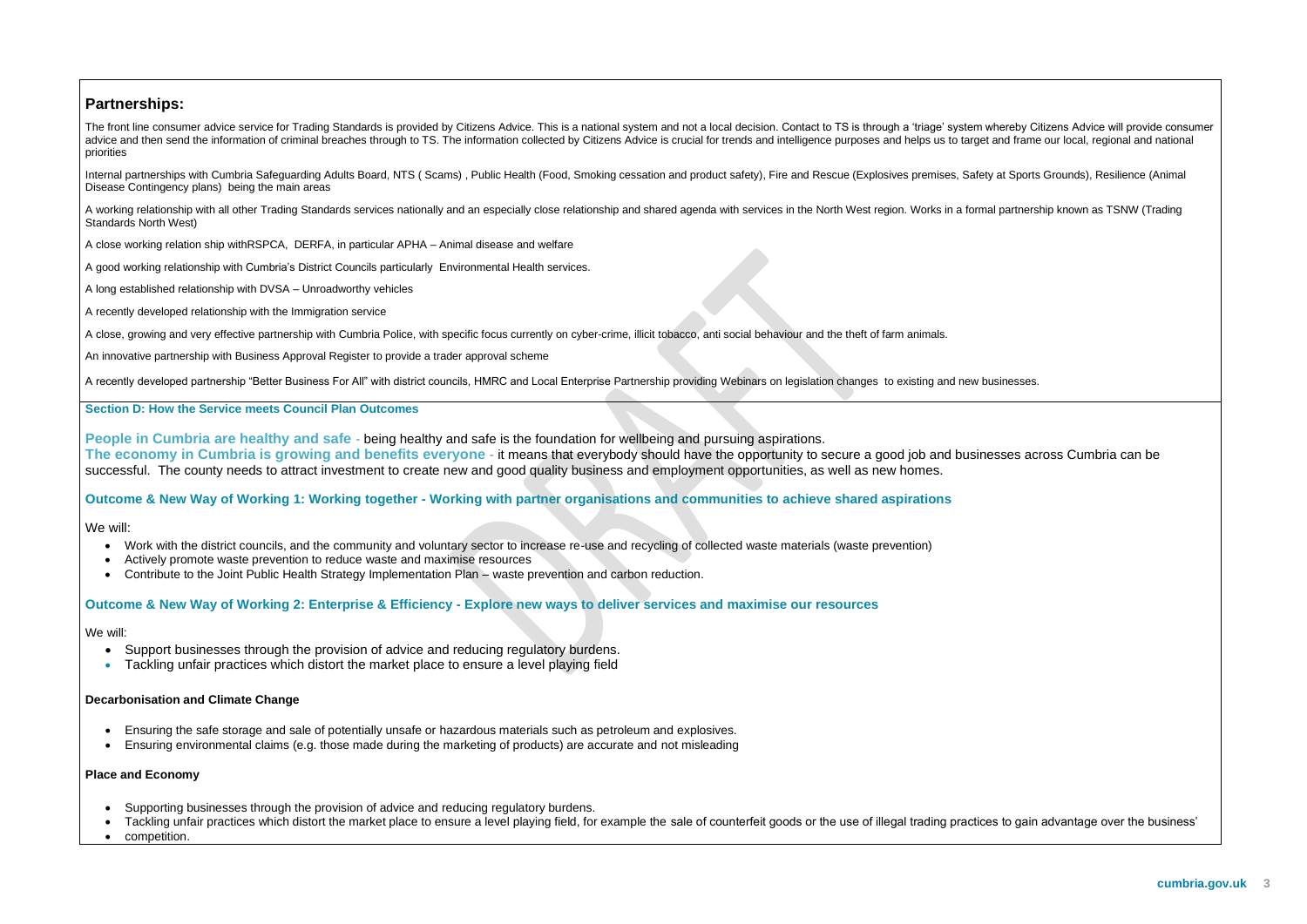## Partnerships:

The front line consumer advice service for Trading Standards is provided by Citizens Advice. This is a national system and not a local decision. Contact to TS is through a 'triage' system whereby Citizens Advice will provide consumer advice and then send the information of criminal breaches through to TS. The information collected by Citizens Advice is crucial for trends and intelligence purposes and helps us to target and frame our local, regional and national priorities

Internal partnerships with Cumbria Safeguarding Adults Board, NTS ( Scams) , Public Health (Food, Smoking cessation and product safety), Fire and Rescue (Explosives premises, Safety at Sports Grounds), Resilience (Animal Disease Contingency plans) being the main areas

A working relationship with all other Trading Standards services nationally and an especially close relationship and shared agenda with services in the North West region. Works in a formal partnership known as TSNW (Trading Standards North West)

A close working relation ship withRSPCA, DERFA, in particular APHA – Animal disease and welfare

A good working relationship with Cumbria's District Councils particularly Environmental Health services.

A long established relationship with DVSA – Unroadworthy vehicles

A recently developed relationship with the Immigration service

A close, growing and very effective partnership with Cumbria Police, with specific focus currently on cyber-crime, illicit tobacco, anti social behaviour and the theft of farm animals.

An innovative partnership with Business Approval Register to provide a trader approval scheme

A recently developed partnership "Better Business For All" with district councils, HMRC and Local Enterprise Partnership providing Webinars on legislation changes to existing and new businesses.

### Section D: How the Service meets Council Plan Outcomes

**People in Cumbria are healthy and safe** - being healthy and safe is the foundation for wellbeing and pursuing aspirations.
**The economy in Cumbria is growing and benefits everyone** - it means that everybody should have the opportunity to secure a good job and businesses across Cumbria can be successful. The county needs to attract investment to create new and good quality business and employment opportunities, as well as new homes.

### Outcome & New Way of Working 1: Working together - Working with partner organisations and communities to achieve shared aspirations

We will:

- Work with the district councils, and the community and voluntary sector to increase re-use and recycling of collected waste materials (waste prevention)
- Actively promote waste prevention to reduce waste and maximise resources
- Contribute to the Joint Public Health Strategy Implementation Plan – waste prevention and carbon reduction.

### Outcome & New Way of Working 2: Enterprise & Efficiency - Explore new ways to deliver services and maximise our resources

We will:

- Support businesses through the provision of advice and reducing regulatory burdens.
- Tackling unfair practices which distort the market place to ensure a level playing field

**Decarbonisation and Climate Change**

- Ensuring the safe storage and sale of potentially unsafe or hazardous materials such as petroleum and explosives.
- Ensuring environmental claims (e.g. those made during the marketing of products) are accurate and not misleading

**Place and Economy**

- Supporting businesses through the provision of advice and reducing regulatory burdens.
- Tackling unfair practices which distort the market place to ensure a level playing field, for example the sale of counterfeit goods or the use of illegal trading practices to gain advantage over the business'
- competition.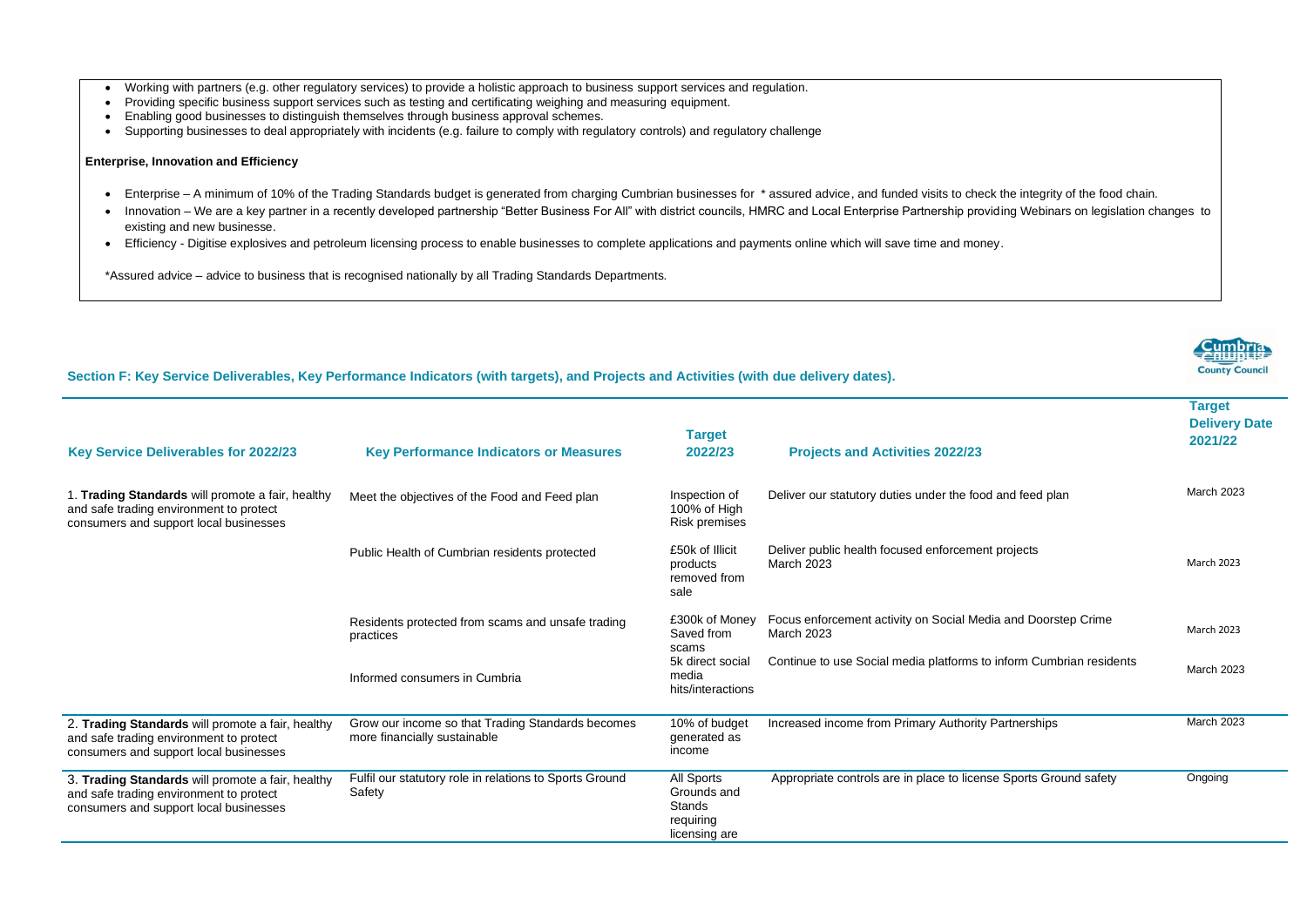- Working with partners (e.g. other regulatory services) to provide a holistic approach to business support services and regulation.
- Providing specific business support services such as testing and certificating weighing and measuring equipment.
- Enabling good businesses to distinguish themselves through business approval schemes.
- Supporting businesses to deal appropriately with incidents (e.g. failure to comply with regulatory controls) and regulatory challenge

**Enterprise, Innovation and Efficiency**

- Enterprise – A minimum of 10% of the Trading Standards budget is generated from charging Cumbrian businesses for * assured advice, and funded visits to check the integrity of the food chain.
- Innovation – We are a key partner in a recently developed partnership "Better Business For All" with district councils, HMRC and Local Enterprise Partnership providing Webinars on legislation changes to existing and new businesse.
- Efficiency - Digitise explosives and petroleum licensing process to enable businesses to complete applications and payments online which will save time and money.

*Assured advice – advice to business that is recognised nationally by all Trading Standards Departments.

## Section F: Key Service Deliverables, Key Performance Indicators (with targets), and Projects and Activities (with due delivery dates).

| Key Service Deliverables for 2022/23 | Key Performance Indicators or Measures | Target 2022/23 | Projects and Activities 2022/23 | Target Delivery Date 2021/22 |
|---|---|---|---|---|
| 1. **Trading Standards** will promote a fair, healthy and safe trading environment to protect consumers and support local businesses | Meet the objectives of the Food and Feed plan | Inspection of 100% of High Risk premises | Deliver our statutory duties under the food and feed plan | March 2023 |
| | Public Health of Cumbrian residents protected | £50k of Illicit products removed from sale | Deliver public health focused enforcement projects March 2023 | March 2023 |
| | Residents protected from scams and unsafe trading practices | £300k of Money Saved from scams | Focus enforcement activity on Social Media and Doorstep Crime March 2023 | March 2023 |
| | Informed consumers in Cumbria | 5k direct social media hits/interactions | Continue to use Social media platforms to inform Cumbrian residents | March 2023 |
| 2. **Trading Standards** will promote a fair, healthy and safe trading environment to protect consumers and support local businesses | Grow our income so that Trading Standards becomes more financially sustainable | 10% of budget generated as income | Increased income from Primary Authority Partnerships | March 2023 |
| 3. **Trading Standards** will promote a fair, healthy and safe trading environment to protect consumers and support local businesses | Fulfil our statutory role in relations to Sports Ground Safety | All Sports Grounds and Stands requiring licensing are | Appropriate controls are in place to license Sports Ground safety | Ongoing |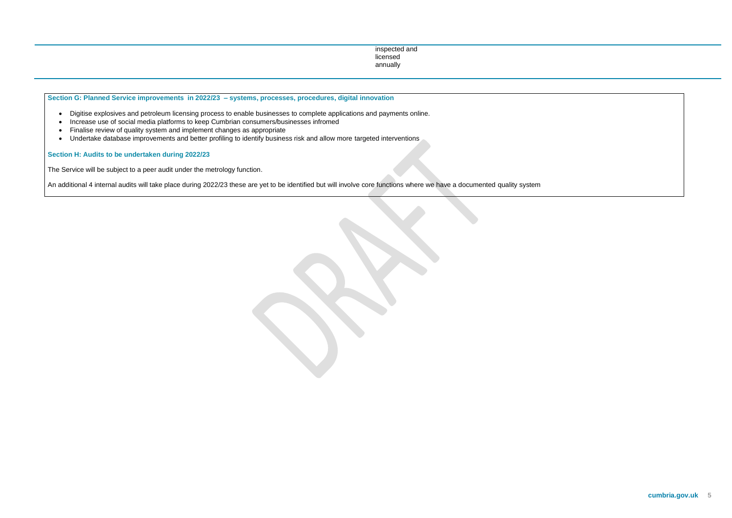| | | | |
|---|---|---|---|
| | | inspected and licensed annually | |

**Section G: Planned Service improvements in 2022/23 – systems, processes, procedures, digital innovation**

- Digitise explosives and petroleum licensing process to enable businesses to complete applications and payments online.
- Increase use of social media platforms to keep Cumbrian consumers/businesses infromed
- Finalise review of quality system and implement changes as appropriate
- Undertake database improvements and better profiling to identify business risk and allow more targeted interventions

**Section H: Audits to be undertaken during 2022/23**

The Service will be subject to a peer audit under the metrology function.

An additional 4 internal audits will take place during 2022/23 these are yet to be identified but will involve core functions where we have a documented quality system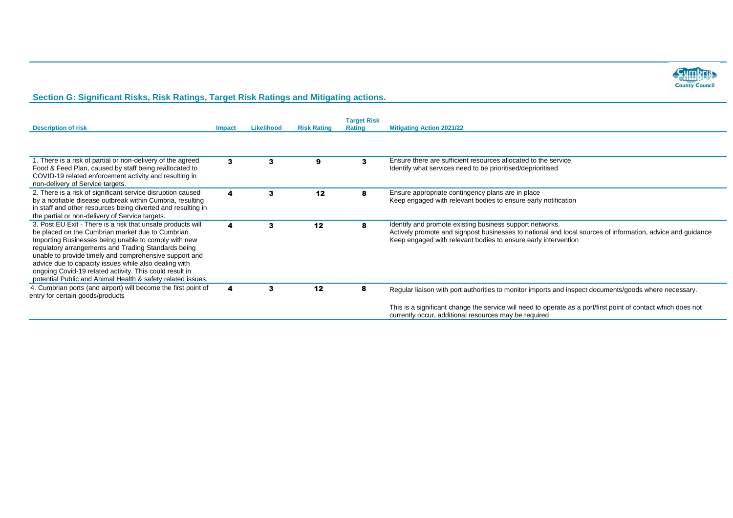## Section G: Significant Risks, Risk Ratings, Target Risk Ratings and Mitigating actions.

| Description of risk | Impact | Likelihood | Risk Rating | Target Risk Rating | Mitigating Action 2021/22 |
|---|---|---|---|---|---|
| 1. There is a risk of partial or non-delivery of the agreed Food & Feed Plan, caused by staff being reallocated to COVID-19 related enforcement activity and resulting in non-delivery of Service targets. | 3 | 3 | 9 | 3 | Ensure there are sufficient resources allocated to the service<br>Identify what services need to be prioritised/deprioritised |
| 2. There is a risk of significant service disruption caused by a notifiable disease outbreak within Cumbria, resulting in staff and other resources being diverted and resulting in the partial or non-delivery of Service targets. | 4 | 3 | 12 | 8 | Ensure appropriate contingency plans are in place<br>Keep engaged with relevant bodies to ensure early notification |
| 3. Post EU Exit - There is a risk that unsafe products will be placed on the Cumbrian market due to Cumbrian Importing Businesses being unable to comply with new regulatory arrangements and Trading Standards being unable to provide timely and comprehensive support and advice due to capacity issues while also dealing with ongoing Covid-19 related activity. This could result in potential Public and Animal Health & safety related issues. | 4 | 3 | 12 | 8 | Identify and promote existing business support networks.<br>Actively promote and signpost businesses to national and local sources of information, advice and guidance<br>Keep engaged with relevant bodies to ensure early intervention |
| 4. Cumbrian ports (and airport) will become the first point of entry for certain goods/products | 4 | 3 | 12 | 8 | Regular liaison with port authorities to monitor imports and inspect documents/goods where necessary.<br><br>This is a significant change the service will need to operate as a port/first point of contact which does not currently occur, additional resources may be required |